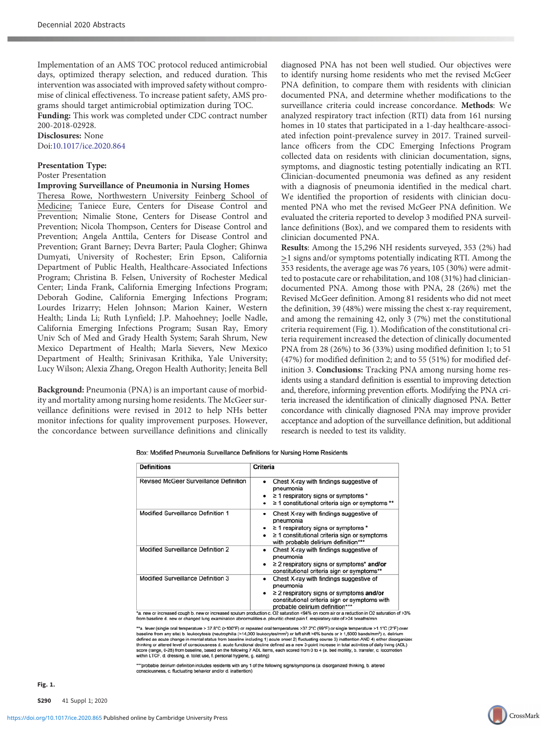Implementation of an AMS TOC protocol reduced antimicrobial days, optimized therapy selection, and reduced duration. This intervention was associated with improved safety without compromise of clinical effectiveness. To increase patient safety, AMS programs should target antimicrobial optimization during TOC.

**Funding:** This work was completed under CDC contract number 200-2018-02928.

**Disclosures:** None

Doi:10.1017/ice.2020.864

**Presentation Type:**

Poster Presentation

**Improving Surveillance of Pneumonia in Nursing Homes**

Theresa Rowe, Northwestern University Feinberg School of Medicine; Taniece Eure, Centers for Disease Control and Prevention; Nimalie Stone, Centers for Disease Control and Prevention; Nicola Thompson, Centers for Disease Control and Prevention; Angela Anttila, Centers for Disease Control and Prevention; Grant Barney; Devra Barter; Paula Clogher; Ghinwa Dumyati, University of Rochester; Erin Epson, California Department of Public Health, Healthcare-Associated Infections Program; Christina B. Felsen, University of Rochester Medical Center; Linda Frank, California Emerging Infections Program; Deborah Godine, California Emerging Infections Program; Lourdes Irizarry; Helen Johnson; Marion Kainer, Western Health; Linda Li; Ruth Lynfield; J.P. Mahoehney; Joelle Nadle, California Emerging Infections Program; Susan Ray, Emory Univ Sch of Med and Grady Health System; Sarah Shrum, New Mexico Department of Health; Marla Sievers, New Mexico Department of Health; Srinivasan Krithika, Yale University; Lucy Wilson; Alexia Zhang, Oregon Health Authority; Jeneita Bell

**Background:** Pneumonia (PNA) is an important cause of morbidity and mortality among nursing home residents. The McGeer surveillance definitions were revised in 2012 to help NHs better monitor infections for quality improvement purposes. However, the concordance between surveillance definitions and clinically diagnosed PNA has not been well studied. Our objectives were to identify nursing home residents who met the revised McGeer PNA definition, to compare them with residents with clinician documented PNA, and determine whether modifications to the surveillance criteria could increase concordance. **Methods**: We analyzed respiratory tract infection (RTI) data from 161 nursing homes in 10 states that participated in a 1-day healthcare-associated infection point-prevalence survey in 2017. Trained surveillance officers from the CDC Emerging Infections Program collected data on residents with clinician documentation, signs, symptoms, and diagnostic testing potentially indicating an RTI. Clinician-documented pneumonia was defined as any resident with a diagnosis of pneumonia identified in the medical chart. We identified the proportion of residents with clinician documented PNA who met the revised McGeer PNA definition. We evaluated the criteria reported to develop 3 modified PNA surveillance definitions (Box), and we compared them to residents with clinician documented PNA.

**Results**: Among the 15,296 NH residents surveyed, 353 (2%) had ≥1 signs and/or symptoms potentially indicating RTI. Among the 353 residents, the average age was 76 years, 105 (30%) were admitted to postacute care or rehabilitation, and 108 (31%) had clinician-documented PNA. Among those with PNA, 28 (26%) met the Revised McGeer definition. Among 81 residents who did not meet the definition, 39 (48%) were missing the chest x-ray requirement, and among the remaining 42, only 3 (7%) met the constitutional criteria requirement (Fig. 1). Modification of the constitutional criteria requirement increased the detection of clinically documented PNA from 28 (26%) to 36 (33%) using modified definition 1; to 51 (47%) for modified definition 2; and to 55 (51%) for modified definition 3. **Conclusions:** Tracking PNA among nursing home residents using a standard definition is essential to improving detection and, therefore, informing prevention efforts. Modifying the PNA criteria increased the identification of clinically diagnosed PNA. Better concordance with clinically diagnosed PNA may improve provider acceptance and adoption of the surveillance definition, but additional research is needed to test its validity.

Box: Modified Pneumonia Surveillance Definitions for Nursing Home Residents

| Definitions | Criteria |
|---|---|
| Revised McGeer Surveillance Definition | • Chest X-ray with findings suggestive of pneumonia<br>• ≥ 1 respiratory signs or symptoms *<br>• ≥ 1 constitutional criteria sign or symptoms ** |
| Modified Surveillance Definition 1 | • Chest X-ray with findings suggestive of pneumonia<br>• ≥ 1 respiratory signs or symptoms *<br>• ≥ 1 constitutional criteria sign or symptoms with probable delirium definition*** |
| Modified Surveillance Definition 2 | • Chest X-ray with findings suggestive of pneumonia<br>• ≥ 2 respiratory signs or symptoms* **and/or** constitutional criteria sign or symptoms** |
| Modified Surveillance Definition 3 | • Chest X-ray with findings suggestive of pneumonia<br>• ≥ 2 respiratory signs or symptoms **and/or** constitutional criteria sign or symptoms with probable delirium definition*** |

*a. new or increased cough b. new or increased sputum production c. O2 saturation <94% on room air or a reduction in O2 saturation of >3% from baseline d. new or changed lung examination abnormalities e. pleuritic chest pain f. respiratory rate of >24 breaths/min

**a. fever (single oral temperature > 37.8°C (>100°F) or repeated oral temperatures >37.2°C (99°F) or single temperature >1.1°C (2°F) over baseline from any site) b. leukocytosis (neutrophilia (>14,000 leukocytes/mm³) or left shift >6% bands or ≥ 1,5000 bands/mm³) c. delirium defined as acute change in mental status from baseline including 1) acute onset 2) fluctuating course 3) inattention AND 4) either disorganized thinking or altered level of consciousness d. acute functional decline defined as a new 3-point increase in total activities of daily living (ADL) score (range, 0-28) from baseline, based on the following 7 ADL items, each scored from 0 to 4 (a. bed mobility, b. transfer, c. locomotion within LTCF, d. dressing, e. toilet use, f. personal hygiene, g. eating)

***probable delirium definition includes residents with any 1 of the following signs/symptoms (a. disorganized thinking, b. altered consciousness, c. fluctuating behavior and/or d. inattention)

**Fig. 1.**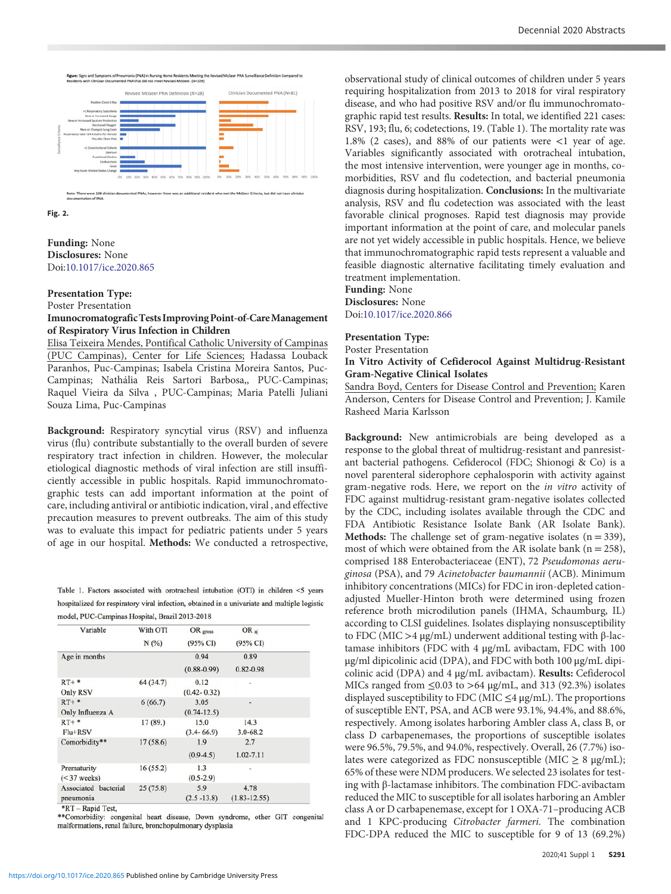Figure: Signs and Symptoms of Pneumonia (PNA) in Nursing Home Residents Meeting the Revised McGeer PNA Surveillance Definition Compared to Residents with Clinician Documented PNA that did not meet Revised McGeer. (N=109)

Revised McGeer PNA Definition (N=28)

Clinician Documented PNA (N=81)

Surveillance Criteria

Positive Chest X-Ray

>1 Respiratory Subcriteria

New or Increased Cough

New or Increased Sputum Production

Decreased Oxygen

New or Changed Lung Exam

Respiratory Rate >24 Breaths Per Minute

Pleuritic Chest Pain

>1 Constitutional Criteria

Delirium

Functional Decline

Leukocytosis

Fever

Any Acute Mental Status Change

0% 10% 20% 30% 40% 50% 60% 70% 80% 90% 100%

0% 10% 20% 30% 40% 50% 60% 70% 80% 90% 100%

Note: There were 108 clinician documented PNAs, however there was an additional resident who met the McGeer Criteria, but did not have clinician documentation of PNA.

**Fig. 2.**

**Funding:** None

**Disclosures:** None

Doi:10.1017/ice.2020.865

**Presentation Type:**

Poster Presentation

**Imunocromatografic Tests Improving Point-of-Care Management of Respiratory Virus Infection in Children**

Elisa Teixeira Mendes, Pontifical Catholic University of Campinas (PUC Campinas), Center for Life Sciences; Hadassa Louback Paranhos, Puc-Campinas; Isabela Cristina Moreira Santos, Puc-Campinas; Nathália Reis Sartori Barbosa,, PUC-Campinas; Raquel Vieira da Silva , PUC-Campinas; Maria Patelli Juliani Souza Lima, Puc-Campinas

**Background:** Respiratory syncytial virus (RSV) and influenza virus (flu) contribute substantially to the overall burden of severe respiratory tract infection in children. However, the molecular etiological diagnostic methods of viral infection are still insufficiently accessible in public hospitals. Rapid immunochromatographic tests can add important information at the point of care, including antiviral or antibiotic indication, viral , and effective precaution measures to prevent outbreaks. The aim of this study was to evaluate this impact for pediatric patients under 5 years of age in our hospital. **Methods:** We conducted a retrospective, observational study of clinical outcomes of children under 5 years requiring hospitalization from 2013 to 2018 for viral respiratory disease, and who had positive RSV and/or flu immunochromatographic rapid test results. **Results:** In total, we identified 221 cases: RSV, 193; flu, 6; codetections, 19. (Table 1). The mortality rate was 1.8% (2 cases), and 88% of our patients were <1 year of age. Variables significantly associated with orotracheal intubation, the most intensive intervention, were younger age in months, comorbidities, RSV and flu codetection, and bacterial pneumonia diagnosis during hospitalization. **Conclusions:** In the multivariate analysis, RSV and flu codetection was associated with the least favorable clinical prognoses. Rapid test diagnosis may provide important information at the point of care, and molecular panels are not yet widely accessible in public hospitals. Hence, we believe that immunochromatographic rapid tests represent a valuable and feasible diagnostic alternative facilitating timely evaluation and treatment implementation.

**Funding:** None

**Disclosures:** None

Doi:10.1017/ice.2020.866

Table 1. Factors associated with orotracheal intubation (OTI) in children <5 years hospitalized for respiratory viral infection, obtained in a univariate and multiple logistic model, PUC-Campinas Hospital, Brazil 2013-2018

| Variable | With OTI N (%) | $OR_{gross}$ (95% CI) | $OR_{aj}$ (95% CI) |
|---|---|---|---|
| Age in months | | 0.94 (0.88-0.99) | 0.89 0.82-0.98 |
| RT+ * Only RSV | 64 (34.7) | 0.12 (0.42- 0.32) | - |
| RT+ * Only Influenza A | 6 (66.7) | 3.05 (0.74-12.5) | - |
| RT+ * Flu+RSV | 17 (89.) | 15.0 (3.4- 66.9) | 14.3 3.0-68.2 |
| Comorbidity** | 17 (58.6) | 1.9 (0.9-4.5) | 2.7 1.02-7.11 |
| Prematurity (<37 weeks) | 16 (55.2) | 1.3 (0.5-2.9) | - |
| Associated bacterial pneumonia | 25 (75.8) | 5.9 (2.5 -13.8) | 4.78 (1.83-12.55) |

*RT – Rapid Test,

**Comorbidity: congenital heart disease, Down syndrome, other GIT congenital malformations, renal failure, bronchopulmonary dysplasia

**Presentation Type:**

Poster Presentation

**In Vitro Activity of Cefiderocol Against Multidrug-Resistant Gram-Negative Clinical Isolates**

Sandra Boyd, Centers for Disease Control and Prevention; Karen Anderson, Centers for Disease Control and Prevention; J. Kamile Rasheed Maria Karlsson

**Background:** New antimicrobials are being developed as a response to the global threat of multidrug-resistant and panresistant bacterial pathogens. Cefiderocol (FDC; Shionogi & Co) is a novel parenteral siderophore cephalosporin with activity against gram-negative rods. Here, we report on the *in vitro* activity of FDC against multidrug-resistant gram-negative isolates collected by the CDC, including isolates available through the CDC and FDA Antibiotic Resistance Isolate Bank (AR Isolate Bank). **Methods:** The challenge set of gram-negative isolates (n = 339), most of which were obtained from the AR isolate bank (n = 258), comprised 188 Enterobacteriaceae (ENT), 72 *Pseudomonas aeruginosa* (PSA), and 79 *Acinetobacter baumannii* (ACB). Minimum inhibitory concentrations (MICs) for FDC in iron-depleted cation-adjusted Mueller-Hinton broth were determined using frozen reference broth microdilution panels (IHMA, Schaumburg, IL) according to CLSI guidelines. Isolates displaying nonsusceptibility to FDC (MIC >4 μg/mL) underwent additional testing with β-lactamase inhibitors (FDC with 4 μg/mL avibactam, FDC with 100 μg/ml dipicolinic acid (DPA), and FDC with both 100 μg/mL dipicolinic acid (DPA) and 4 μg/mL avibactam). **Results:** Cefiderocol MICs ranged from ≤0.03 to >64 μg/mL, and 313 (92.3%) isolates displayed susceptibility to FDC (MIC ≤4 μg/mL). The proportions of susceptible ENT, PSA, and ACB were 93.1%, 94.4%, and 88.6%, respectively. Among isolates harboring Ambler class A, class B, or class D carbapenemases, the proportions of susceptible isolates were 96.5%, 79.5%, and 94.0%, respectively. Overall, 26 (7.7%) isolates were categorized as FDC nonsusceptible (MIC ≥ 8 μg/mL); 65% of these were NDM producers. We selected 23 isolates for testing with β-lactamase inhibitors. The combination FDC-avibactam reduced the MIC to susceptible for all isolates harboring an Ambler class A or D carbapenemase, except for 1 OXA-71–producing ACB and 1 KPC-producing *Citrobacter farmeri*. The FDC-DPA reduced the MIC to susceptible for 9 of 13 (69.2%)